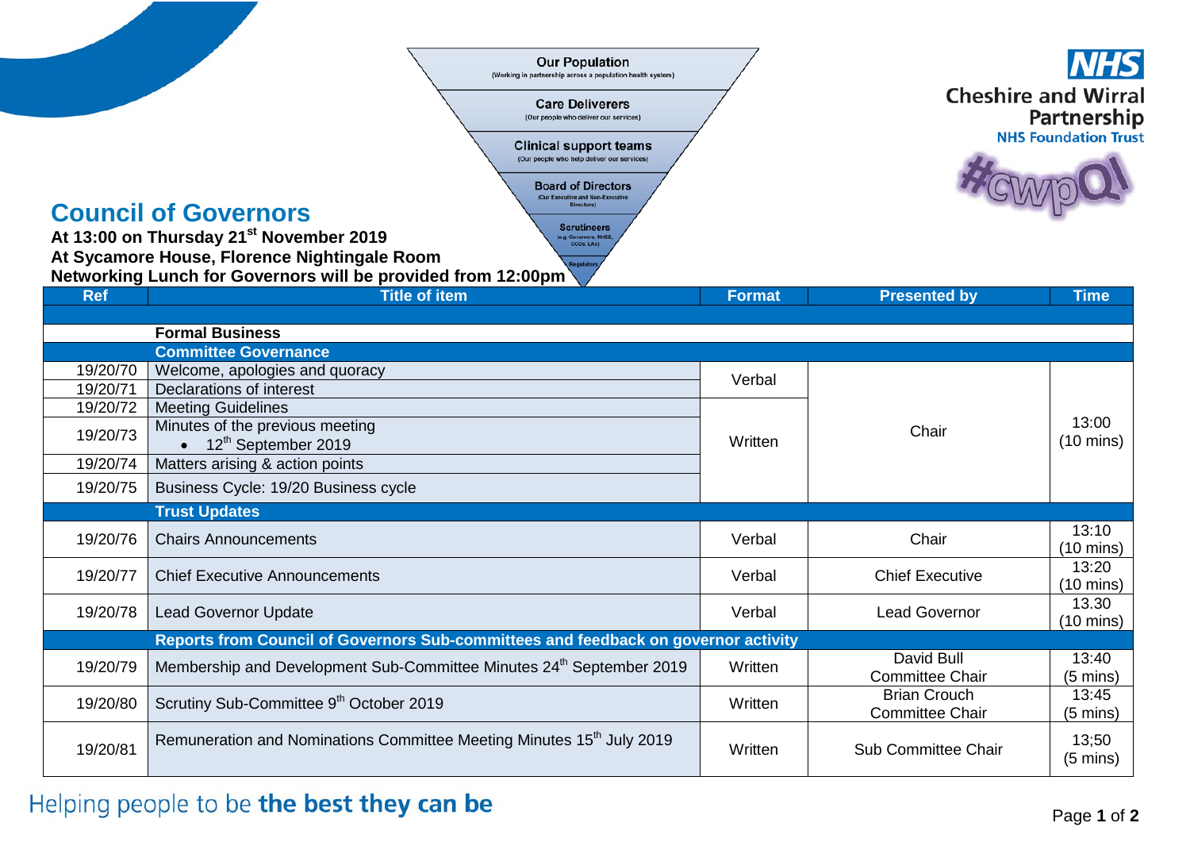Our Population
(Working in partnership across a population health system)

Care Deliverers
(Our people who deliver our services)

Clinical support teams
(Our people who help deliver our services)

Board of Directors
(Our Executive and Non-Executive Directors)

Scrutineers
(e.g. Governors, NHSE, CCGs, LAs)

Regulators

NHS Cheshire and Wirral Partnership NHS Foundation Trust

#cwpQI

# Council of Governors

**At 13:00 on Thursday 21st November 2019**
**At Sycamore House, Florence Nightingale Room**
**Networking Lunch for Governors will be provided from 12:00pm**

| Ref | Title of item | Format | Presented by | Time |
|---|---|---|---|---|
| | | | | |
| | **Formal Business** | | | |
| | **Committee Governance** | | | |
| 19/20/70 | Welcome, apologies and quoracy | Verbal | Chair | 13:00 (10 mins) |
| 19/20/71 | Declarations of interest | | | |
| 19/20/72 | Meeting Guidelines | Written | | |
| 19/20/73 | Minutes of the previous meeting<br>• 12th September 2019 | | | |
| 19/20/74 | Matters arising & action points | | | |
| 19/20/75 | Business Cycle: 19/20 Business cycle | | | |
| | **Trust Updates** | | | |
| 19/20/76 | Chairs Announcements | Verbal | Chair | 13:10 (10 mins) |
| 19/20/77 | Chief Executive Announcements | Verbal | Chief Executive | 13:20 (10 mins) |
| 19/20/78 | Lead Governor Update | Verbal | Lead Governor | 13.30 (10 mins) |
| | **Reports from Council of Governors Sub-committees and feedback on governor activity** | | | |
| 19/20/79 | Membership and Development Sub-Committee Minutes 24th September 2019 | Written | David Bull Committee Chair | 13:40 (5 mins) |
| 19/20/80 | Scrutiny Sub-Committee 9th October 2019 | Written | Brian Crouch Committee Chair | 13:45 (5 mins) |
| 19/20/81 | Remuneration and Nominations Committee Meeting Minutes 15th July 2019 | Written | Sub Committee Chair | 13;50 (5 mins) |

Helping people to be **the best they can be**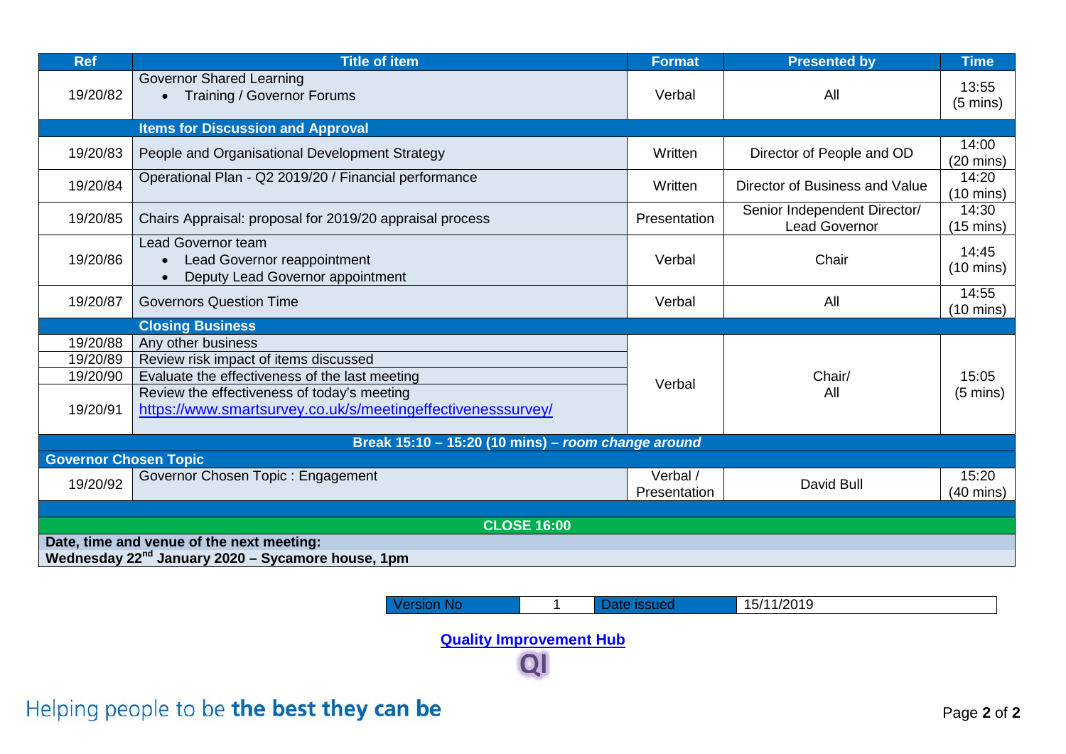| Ref | Title of item | Format | Presented by | Time |
|---|---|---|---|---|
| 19/20/82 | Governor Shared Learning<br>• Training / Governor Forums | Verbal | All | 13:55<br>(5 mins) |
| | **Items for Discussion and Approval** | | | |
| 19/20/83 | People and Organisational Development Strategy | Written | Director of People and OD | 14:00<br>(20 mins) |
| 19/20/84 | Operational Plan - Q2 2019/20 / Financial performance | Written | Director of Business and Value | 14:20<br>(10 mins) |
| 19/20/85 | Chairs Appraisal: proposal for 2019/20 appraisal process | Presentation | Senior Independent Director/ Lead Governor | 14:30<br>(15 mins) |
| 19/20/86 | Lead Governor team<br>• Lead Governor reappointment<br>• Deputy Lead Governor appointment | Verbal | Chair | 14:45<br>(10 mins) |
| 19/20/87 | Governors Question Time | Verbal | All | 14:55<br>(10 mins) |
| | **Closing Business** | | | |
| 19/20/88 | Any other business | Verbal | Chair/<br>All | 15:05<br>(5 mins) |
| 19/20/89 | Review risk impact of items discussed | | | |
| 19/20/90 | Evaluate the effectiveness of the last meeting | | | |
| 19/20/91 | Review the effectiveness of today's meeting<br>https://www.smartsurvey.co.uk/s/meetingeffectivenesssurvey/ | | | |
| | **Break 15:10 – 15:20 (10 mins) – *room change around*** | | | |
| **Governor Chosen Topic** | | | | |
| 19/20/92 | Governor Chosen Topic : Engagement | Verbal / Presentation | David Bull | 15:20<br>(40 mins) |
| | **CLOSE 16:00** | | | |
| **Date, time and venue of the next meeting:**<br>**Wednesday 22nd January 2020 – Sycamore house, 1pm** | | | | |

| Version No | 1 | Date issued | 15/11/2019 |
|---|---|---|---|

**Quality Improvement Hub**

QI

Helping people to be **the best they can be**